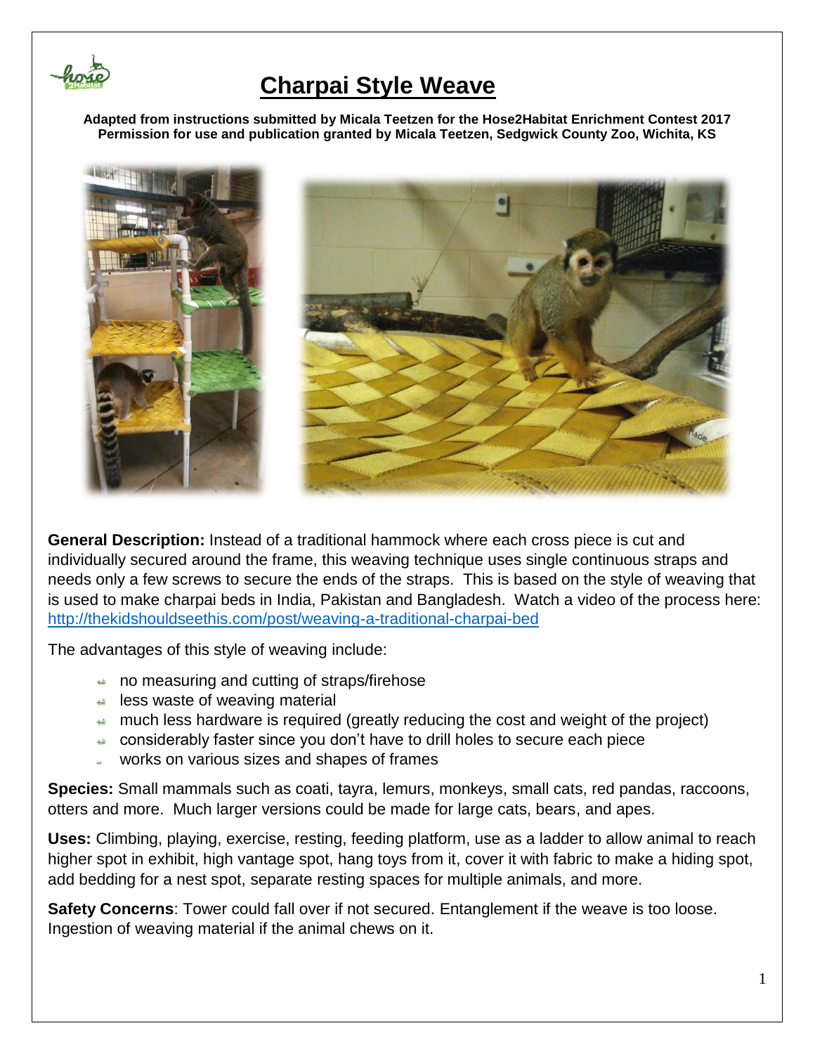# Charpai Style Weave

**Adapted from instructions submitted by Micala Teetzen for the Hose2Habitat Enrichment Contest 2017**
**Permission for use and publication granted by Micala Teetzen, Sedgwick County Zoo, Wichita, KS**

**General Description:** Instead of a traditional hammock where each cross piece is cut and individually secured around the frame, this weaving technique uses single continuous straps and needs only a few screws to secure the ends of the straps. This is based on the style of weaving that is used to make charpai beds in India, Pakistan and Bangladesh. Watch a video of the process here: http://thekidshouldseethis.com/post/weaving-a-traditional-charpai-bed

The advantages of this style of weaving include:

- no measuring and cutting of straps/firehose
- less waste of weaving material
- much less hardware is required (greatly reducing the cost and weight of the project)
- considerably faster since you don't have to drill holes to secure each piece
- works on various sizes and shapes of frames

**Species:** Small mammals such as coati, tayra, lemurs, monkeys, small cats, red pandas, raccoons, otters and more. Much larger versions could be made for large cats, bears, and apes.

**Uses:** Climbing, playing, exercise, resting, feeding platform, use as a ladder to allow animal to reach higher spot in exhibit, high vantage spot, hang toys from it, cover it with fabric to make a hiding spot, add bedding for a nest spot, separate resting spaces for multiple animals, and more.

**Safety Concerns**: Tower could fall over if not secured. Entanglement if the weave is too loose. Ingestion of weaving material if the animal chews on it.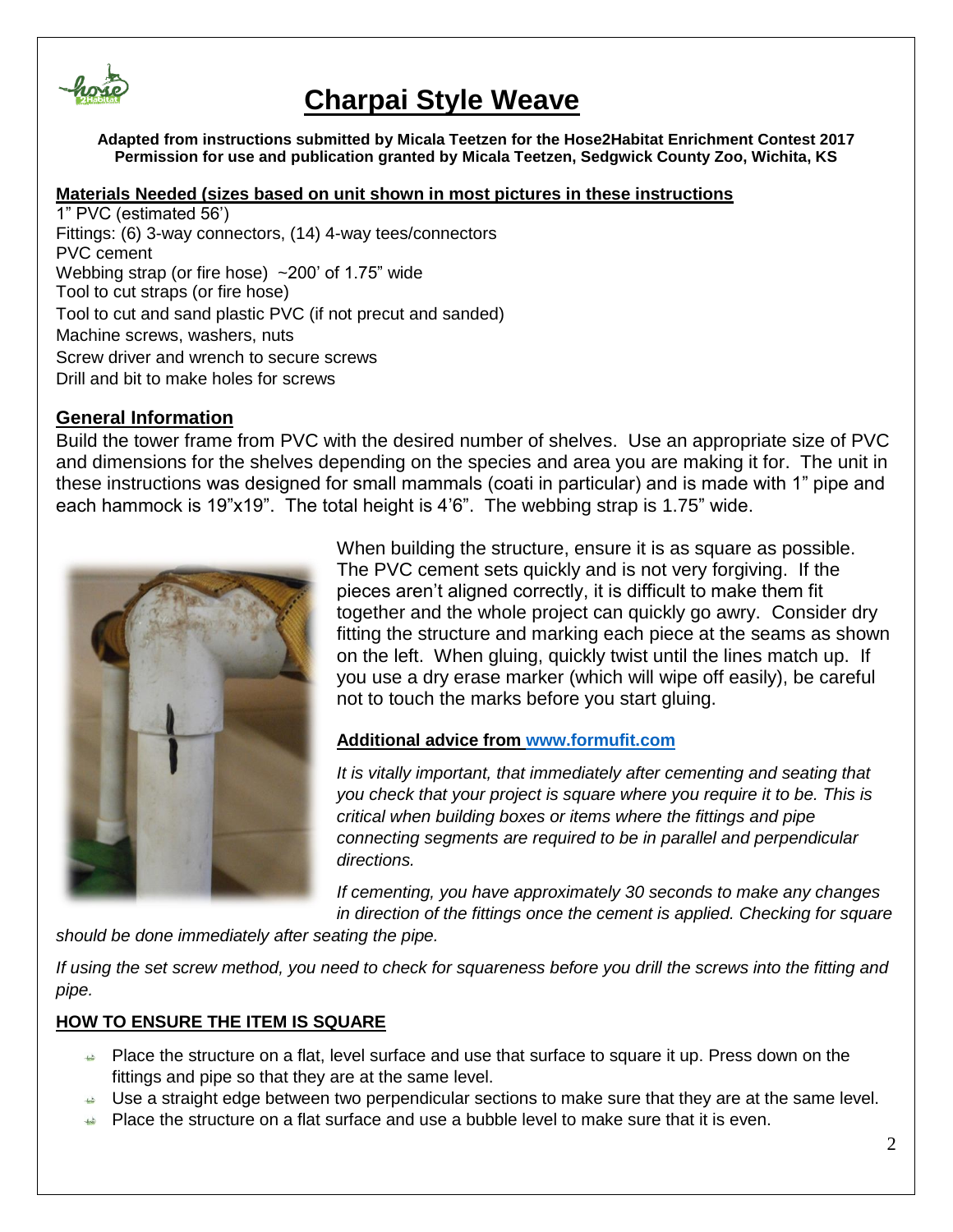# Charpai Style Weave

**Adapted from instructions submitted by Micala Teetzen for the Hose2Habitat Enrichment Contest 2017**
**Permission for use and publication granted by Micala Teetzen, Sedgwick County Zoo, Wichita, KS**

**Materials Needed (sizes based on unit shown in most pictures in these instructions**

1" PVC (estimated 56')
Fittings: (6) 3-way connectors, (14) 4-way tees/connectors
PVC cement
Webbing strap (or fire hose) ~200' of 1.75" wide
Tool to cut straps (or fire hose)
Tool to cut and sand plastic PVC (if not precut and sanded)
Machine screws, washers, nuts
Screw driver and wrench to secure screws
Drill and bit to make holes for screws

## General Information

Build the tower frame from PVC with the desired number of shelves. Use an appropriate size of PVC and dimensions for the shelves depending on the species and area you are making it for. The unit in these instructions was designed for small mammals (coati in particular) and is made with 1" pipe and each hammock is 19"x19". The total height is 4'6". The webbing strap is 1.75" wide.

When building the structure, ensure it is as square as possible. The PVC cement sets quickly and is not very forgiving. If the pieces aren't aligned correctly, it is difficult to make them fit together and the whole project can quickly go awry. Consider dry fitting the structure and marking each piece at the seams as shown on the left. When gluing, quickly twist until the lines match up. If you use a dry erase marker (which will wipe off easily), be careful not to touch the marks before you start gluing.

**Additional advice from www.formufit.com**

*It is vitally important, that immediately after cementing and seating that you check that your project is square where you require it to be. This is critical when building boxes or items where the fittings and pipe connecting segments are required to be in parallel and perpendicular directions.*

*If cementing, you have approximately 30 seconds to make any changes in direction of the fittings once the cement is applied. Checking for square should be done immediately after seating the pipe.*

*If using the set screw method, you need to check for squareness before you drill the screws into the fitting and pipe.*

**HOW TO ENSURE THE ITEM IS SQUARE**

- Place the structure on a flat, level surface and use that surface to square it up. Press down on the fittings and pipe so that they are at the same level.
- Use a straight edge between two perpendicular sections to make sure that they are at the same level.
- Place the structure on a flat surface and use a bubble level to make sure that it is even.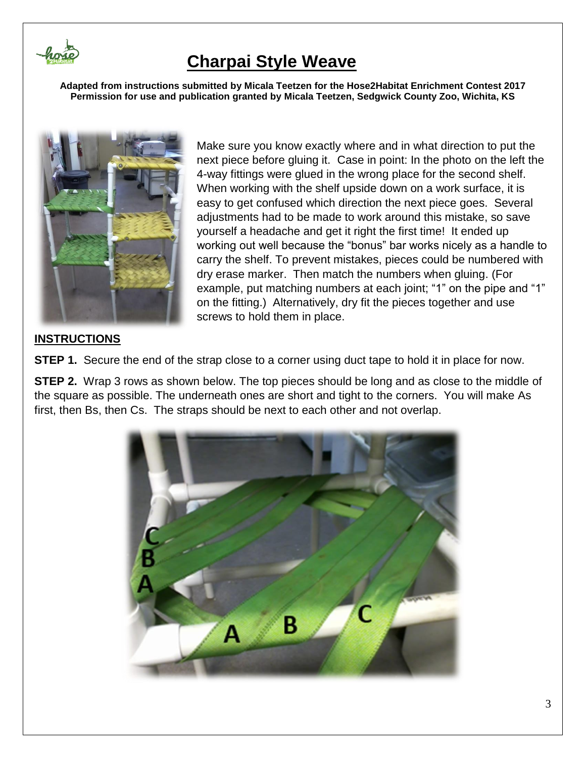# Charpai Style Weave

**Adapted from instructions submitted by Micala Teetzen for the Hose2Habitat Enrichment Contest 2017**
**Permission for use and publication granted by Micala Teetzen, Sedgwick County Zoo, Wichita, KS**

Make sure you know exactly where and in what direction to put the next piece before gluing it. Case in point: In the photo on the left the 4-way fittings were glued in the wrong place for the second shelf. When working with the shelf upside down on a work surface, it is easy to get confused which direction the next piece goes. Several adjustments had to be made to work around this mistake, so save yourself a headache and get it right the first time! It ended up working out well because the "bonus" bar works nicely as a handle to carry the shelf. To prevent mistakes, pieces could be numbered with dry erase marker. Then match the numbers when gluing. (For example, put matching numbers at each joint; "1" on the pipe and "1" on the fitting.) Alternatively, dry fit the pieces together and use screws to hold them in place.

## INSTRUCTIONS

**STEP 1.** Secure the end of the strap close to a corner using duct tape to hold it in place for now.

**STEP 2.** Wrap 3 rows as shown below. The top pieces should be long and as close to the middle of the square as possible. The underneath ones are short and tight to the corners. You will make As first, then Bs, then Cs. The straps should be next to each other and not overlap.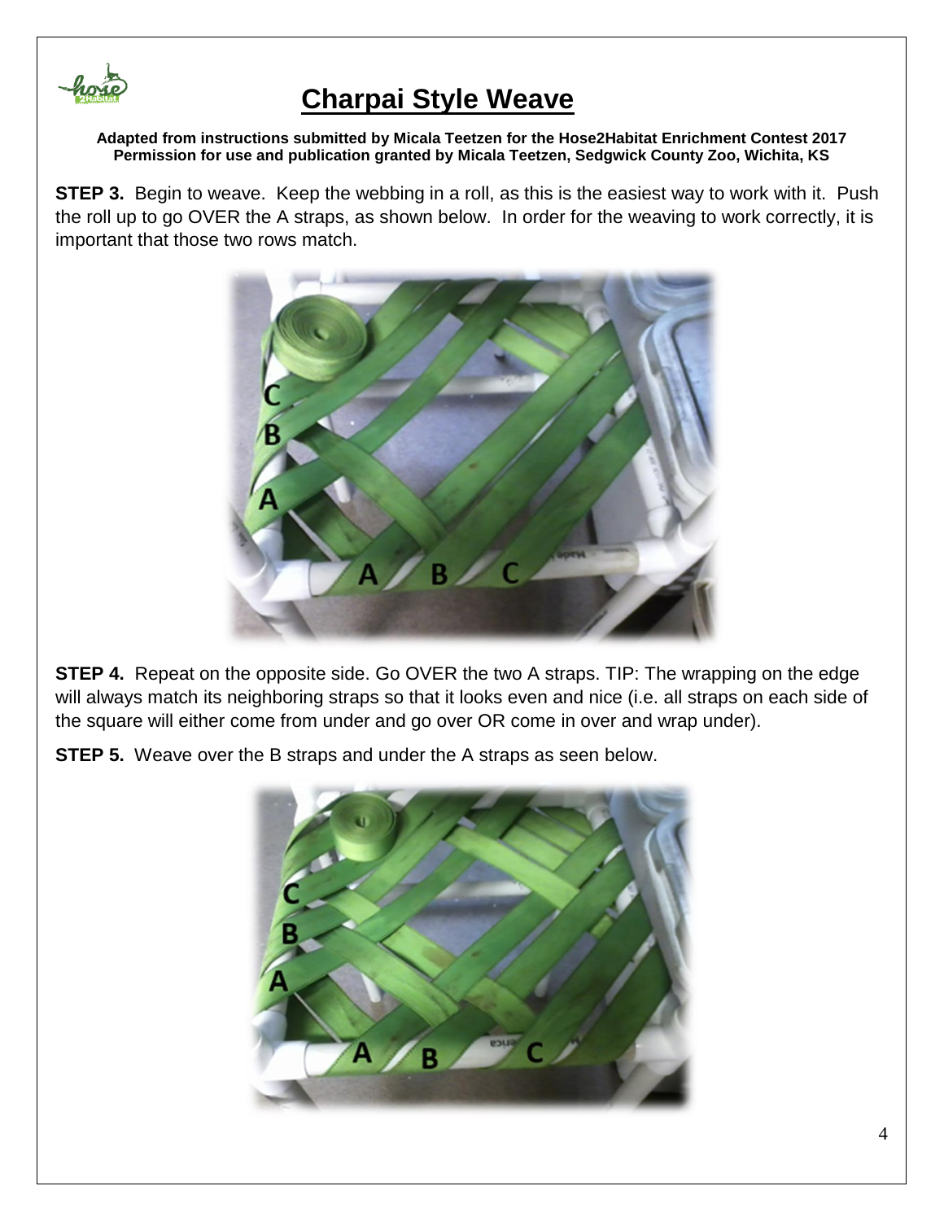# Charpai Style Weave

**Adapted from instructions submitted by Micala Teetzen for the Hose2Habitat Enrichment Contest 2017**
**Permission for use and publication granted by Micala Teetzen, Sedgwick County Zoo, Wichita, KS**

**STEP 3.** Begin to weave. Keep the webbing in a roll, as this is the easiest way to work with it. Push the roll up to go OVER the A straps, as shown below. In order for the weaving to work correctly, it is important that those two rows match.

**STEP 4.** Repeat on the opposite side. Go OVER the two A straps. TIP: The wrapping on the edge will always match its neighboring straps so that it looks even and nice (i.e. all straps on each side of the square will either come from under and go over OR come in over and wrap under).

**STEP 5.** Weave over the B straps and under the A straps as seen below.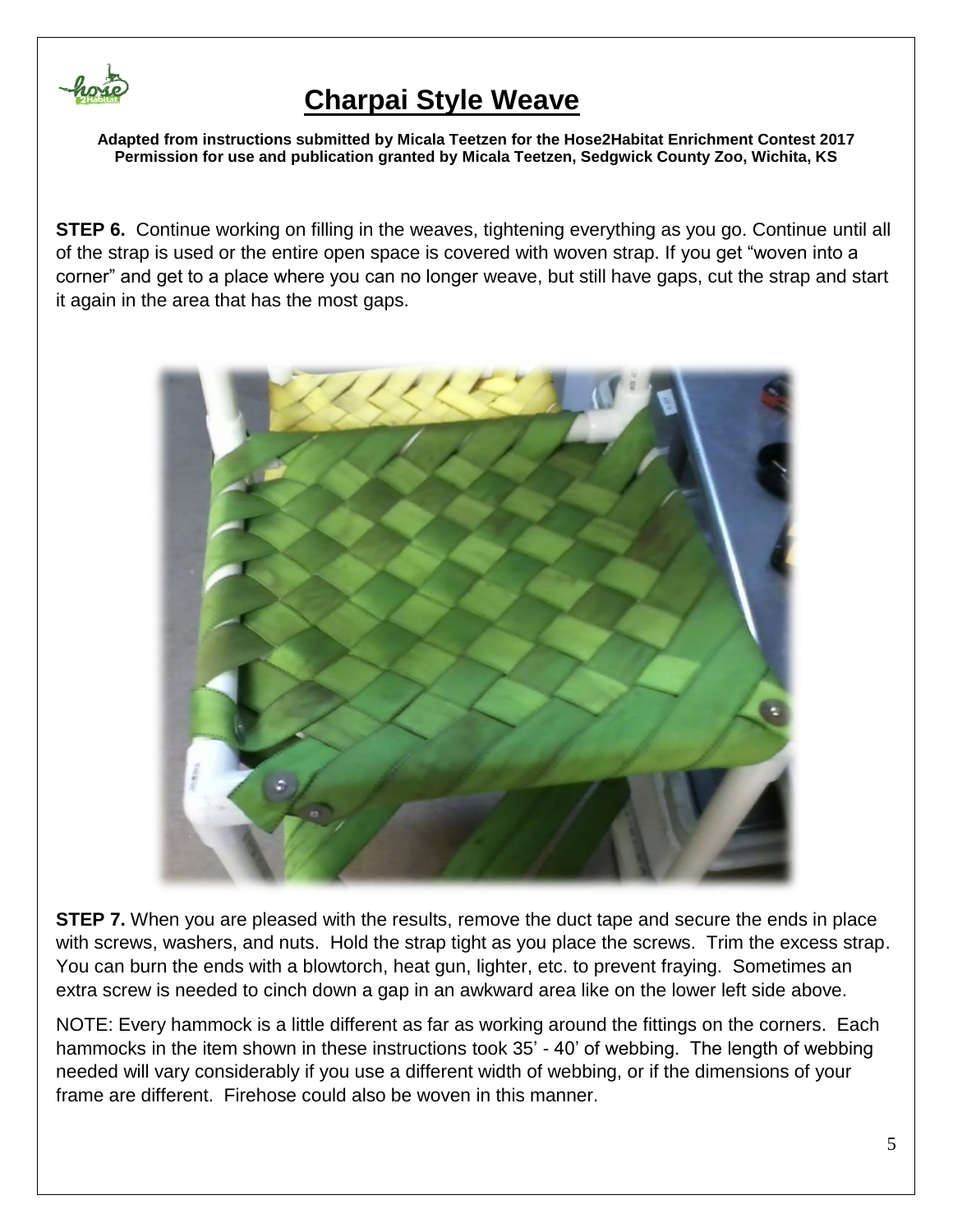# Charpai Style Weave

**Adapted from instructions submitted by Micala Teetzen for the Hose2Habitat Enrichment Contest 2017**
**Permission for use and publication granted by Micala Teetzen, Sedgwick County Zoo, Wichita, KS**

**STEP 6.** Continue working on filling in the weaves, tightening everything as you go. Continue until all of the strap is used or the entire open space is covered with woven strap. If you get "woven into a corner" and get to a place where you can no longer weave, but still have gaps, cut the strap and start it again in the area that has the most gaps.

**STEP 7.** When you are pleased with the results, remove the duct tape and secure the ends in place with screws, washers, and nuts. Hold the strap tight as you place the screws. Trim the excess strap. You can burn the ends with a blowtorch, heat gun, lighter, etc. to prevent fraying. Sometimes an extra screw is needed to cinch down a gap in an awkward area like on the lower left side above.

NOTE: Every hammock is a little different as far as working around the fittings on the corners. Each hammocks in the item shown in these instructions took 35' - 40' of webbing. The length of webbing needed will vary considerably if you use a different width of webbing, or if the dimensions of your frame are different. Firehose could also be woven in this manner.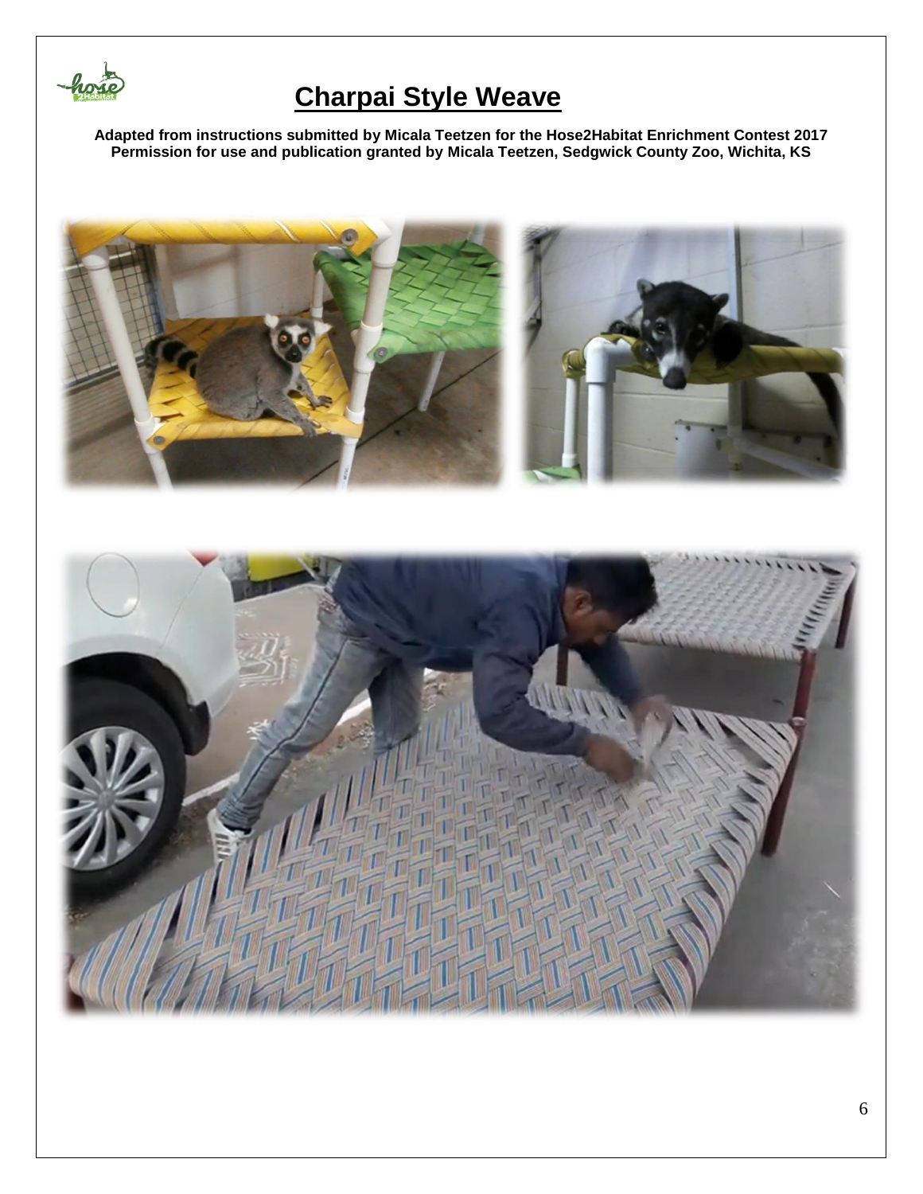# Charpai Style Weave

**Adapted from instructions submitted by Micala Teetzen for the Hose2Habitat Enrichment Contest 2017**
**Permission for use and publication granted by Micala Teetzen, Sedgwick County Zoo, Wichita, KS**